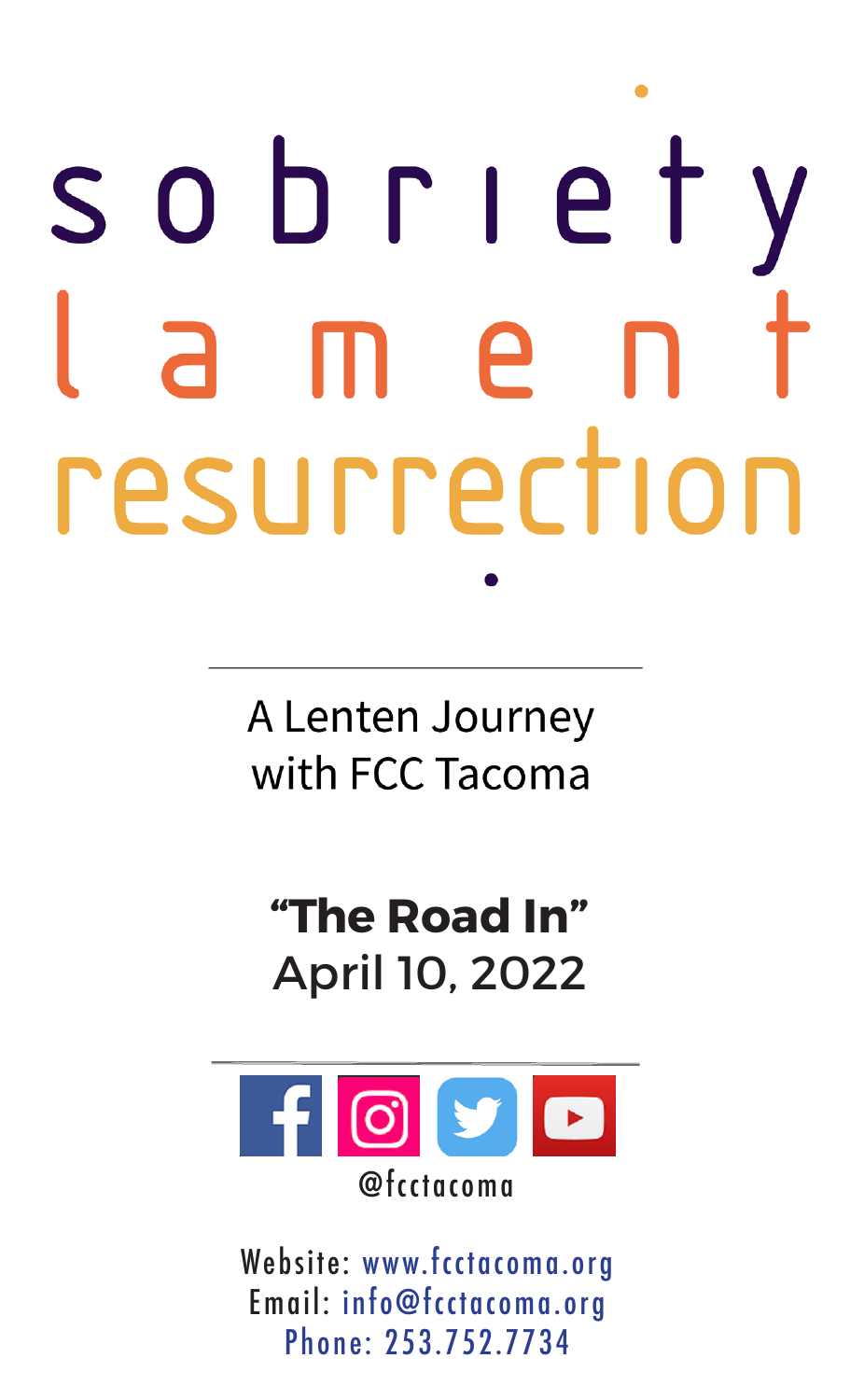# sobriety
# lament
# resurrection

A Lenten Journey
with FCC Tacoma

**"The Road In"**
April 10, 2022

@fcctacoma

Website: www.fcctacoma.org
Email: info@fcctacoma.org
Phone: 253.752.7734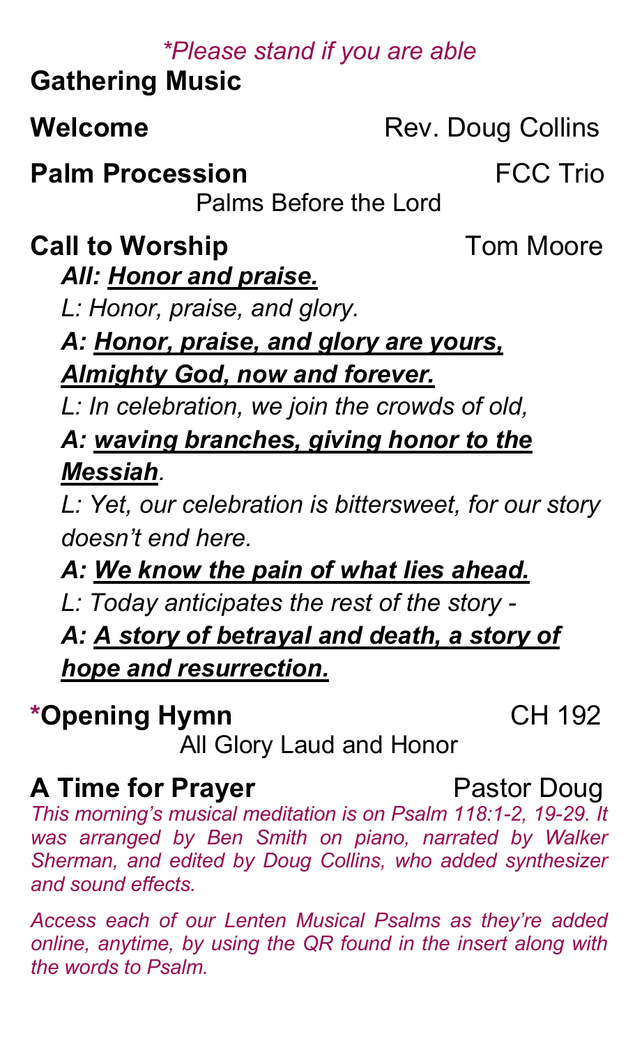*\*Please stand if you are able*

**Gathering Music**

**Welcome** Rev. Doug Collins

**Palm Procession** FCC Trio

Palms Before the Lord

**Call to Worship** Tom Moore

***All: <u>Honor and praise.</u>***

*L: Honor, praise, and glory.*

***A: <u>Honor, praise, and glory are yours, Almighty God, now and forever.</u>***

*L: In celebration, we join the crowds of old,*

***A: <u>waving branches, giving honor to the Messiah</u>.***

*L: Yet, our celebration is bittersweet, for our story doesn't end here.*

***A: <u>We know the pain of what lies ahead.</u>***

*L: Today anticipates the rest of the story -*

***A: <u>A story of betrayal and death, a story of hope and resurrection.</u>***

**\*Opening Hymn** CH 192

All Glory Laud and Honor

**A Time for Prayer** Pastor Doug

*This morning's musical meditation is on Psalm 118:1-2, 19-29. It was arranged by Ben Smith on piano, narrated by Walker Sherman, and edited by Doug Collins, who added synthesizer and sound effects.*

*Access each of our Lenten Musical Psalms as they're added online, anytime, by using the QR found in the insert along with the words to Psalm.*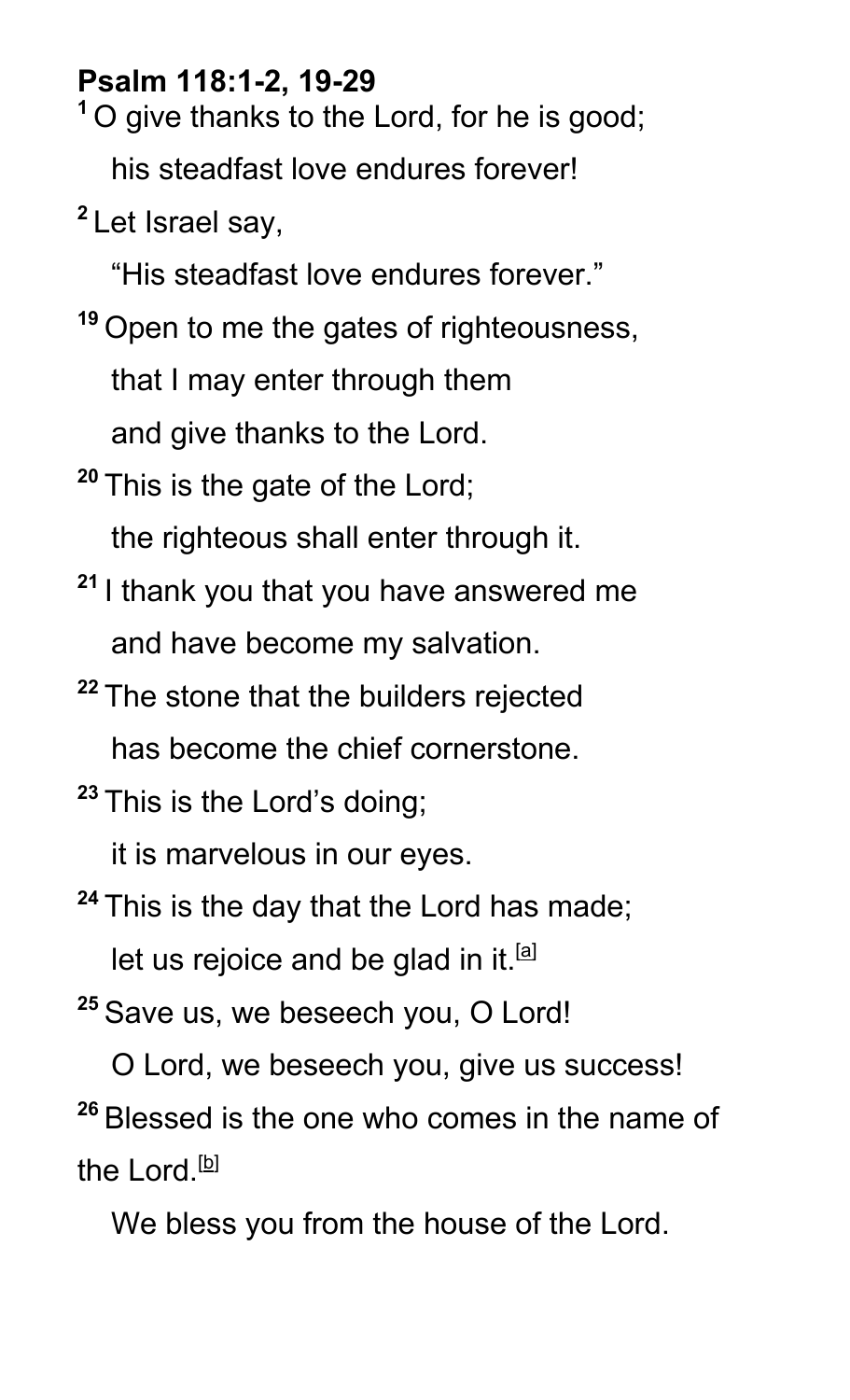**Psalm 118:1-2, 19-29**

[1] O give thanks to the Lord, for he is good;
his steadfast love endures forever!

[2] Let Israel say,
"His steadfast love endures forever."

[19] Open to me the gates of righteousness,
that I may enter through them
and give thanks to the Lord.

[20] This is the gate of the Lord;
the righteous shall enter through it.

[21] I thank you that you have answered me
and have become my salvation.

[22] The stone that the builders rejected
has become the chief cornerstone.

[23] This is the Lord's doing;
it is marvelous in our eyes.

[24] This is the day that the Lord has made;
let us rejoice and be glad in it.[a]

[25] Save us, we beseech you, O Lord!
O Lord, we beseech you, give us success!

[26] Blessed is the one who comes in the name of the Lord.[b]
We bless you from the house of the Lord.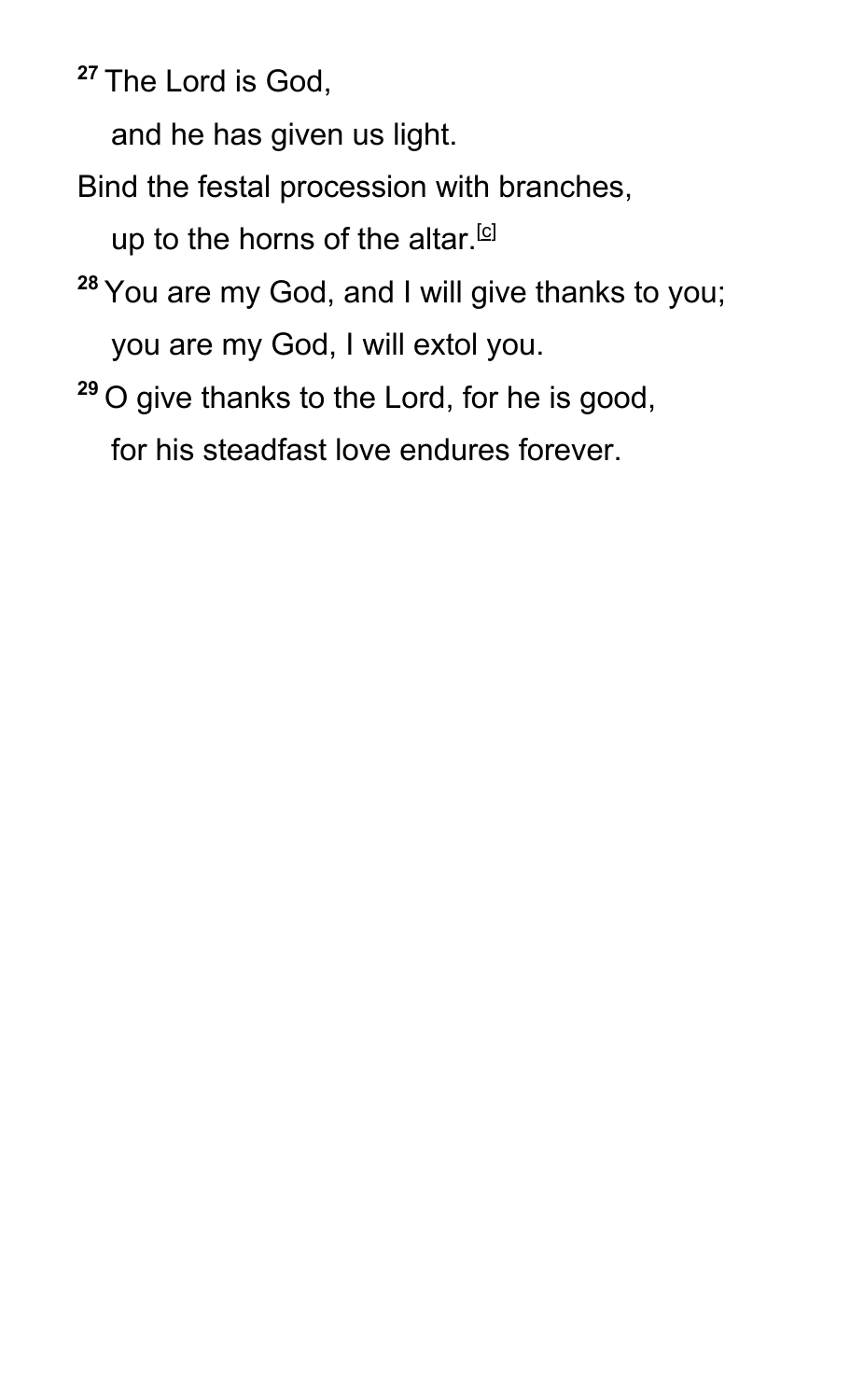[27] The Lord is God,
  and he has given us light.
Bind the festal procession with branches,
  up to the horns of the altar.[c]
[28] You are my God, and I will give thanks to you;
  you are my God, I will extol you.
[29] O give thanks to the Lord, for he is good,
  for his steadfast love endures forever.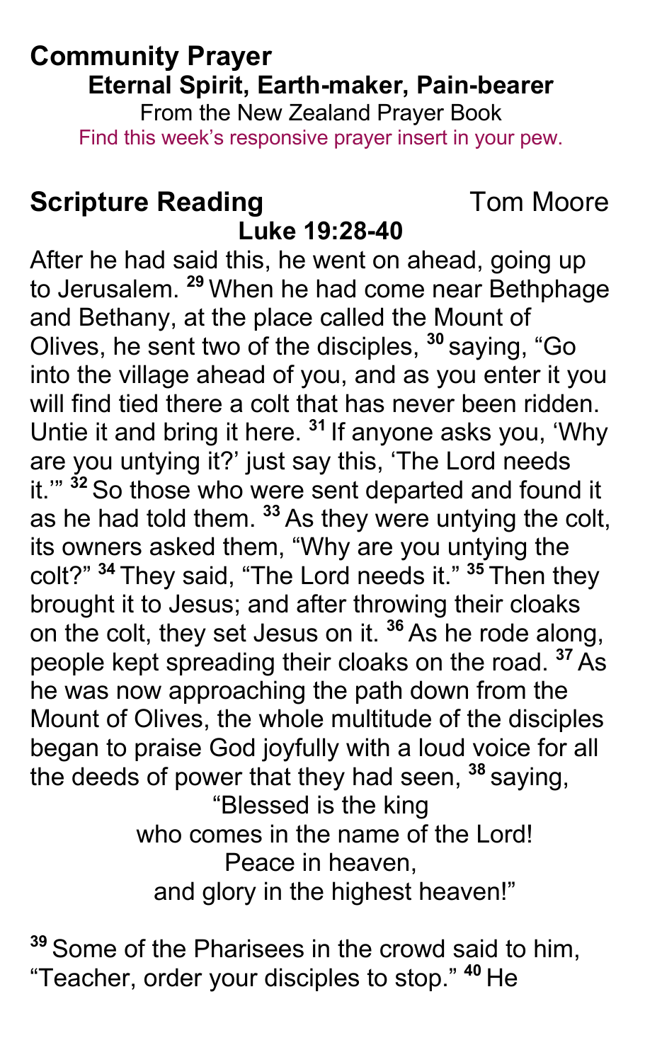## Community Prayer

**Eternal Spirit, Earth-maker, Pain-bearer**

From the New Zealand Prayer Book

Find this week's responsive prayer insert in your pew.

## Scripture Reading — Tom Moore

**Luke 19:28-40**

After he had said this, he went on ahead, going up to Jerusalem. [29] When he had come near Bethphage and Bethany, at the place called the Mount of Olives, he sent two of the disciples, [30] saying, "Go into the village ahead of you, and as you enter it you will find tied there a colt that has never been ridden. Untie it and bring it here. [31] If anyone asks you, 'Why are you untying it?' just say this, 'The Lord needs it.'" [32] So those who were sent departed and found it as he had told them. [33] As they were untying the colt, its owners asked them, "Why are you untying the colt?" [34] They said, "The Lord needs it." [35] Then they brought it to Jesus; and after throwing their cloaks on the colt, they set Jesus on it. [36] As he rode along, people kept spreading their cloaks on the road. [37] As he was now approaching the path down from the Mount of Olives, the whole multitude of the disciples began to praise God joyfully with a loud voice for all the deeds of power that they had seen, [38] saying,

"Blessed is the king
who comes in the name of the Lord!
Peace in heaven,
and glory in the highest heaven!"

[39] Some of the Pharisees in the crowd said to him, "Teacher, order your disciples to stop." [40] He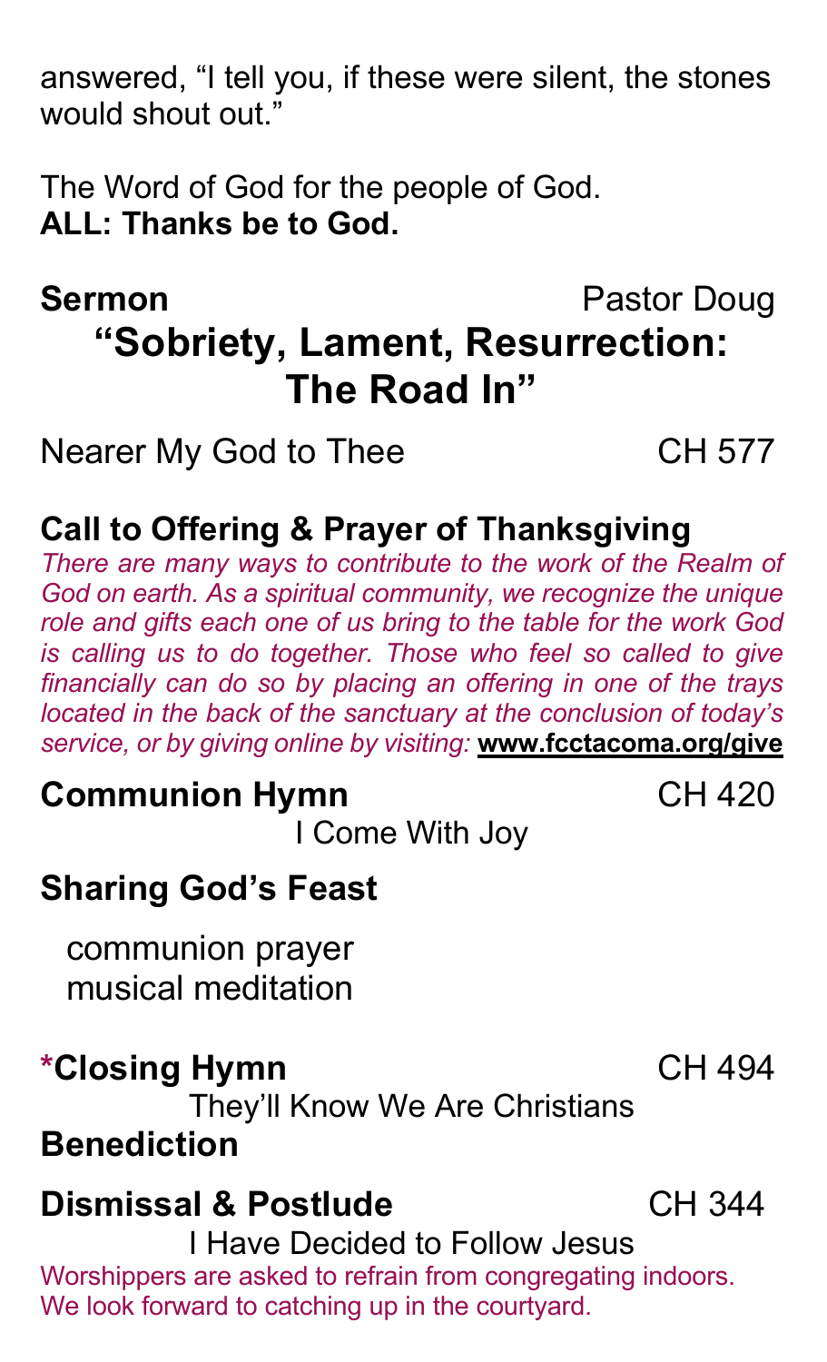answered, "I tell you, if these were silent, the stones would shout out."

The Word of God for the people of God.
**ALL: Thanks be to God.**

**Sermon** Pastor Doug

## "Sobriety, Lament, Resurrection: The Road In"

Nearer My God to Thee CH 577

**Call to Offering & Prayer of Thanksgiving**

*There are many ways to contribute to the work of the Realm of God on earth. As a spiritual community, we recognize the unique role and gifts each one of us bring to the table for the work God is calling us to do together. Those who feel so called to give financially can do so by placing an offering in one of the trays located in the back of the sanctuary at the conclusion of today's service, or by giving online by visiting:* **www.fcctacoma.org/give**

**Communion Hymn** CH 420
I Come With Joy

**Sharing God's Feast**

communion prayer
musical meditation

***Closing Hymn** CH 494
They'll Know We Are Christians

**Benediction**

**Dismissal & Postlude** CH 344
I Have Decided to Follow Jesus

Worshippers are asked to refrain from congregating indoors. We look forward to catching up in the courtyard.